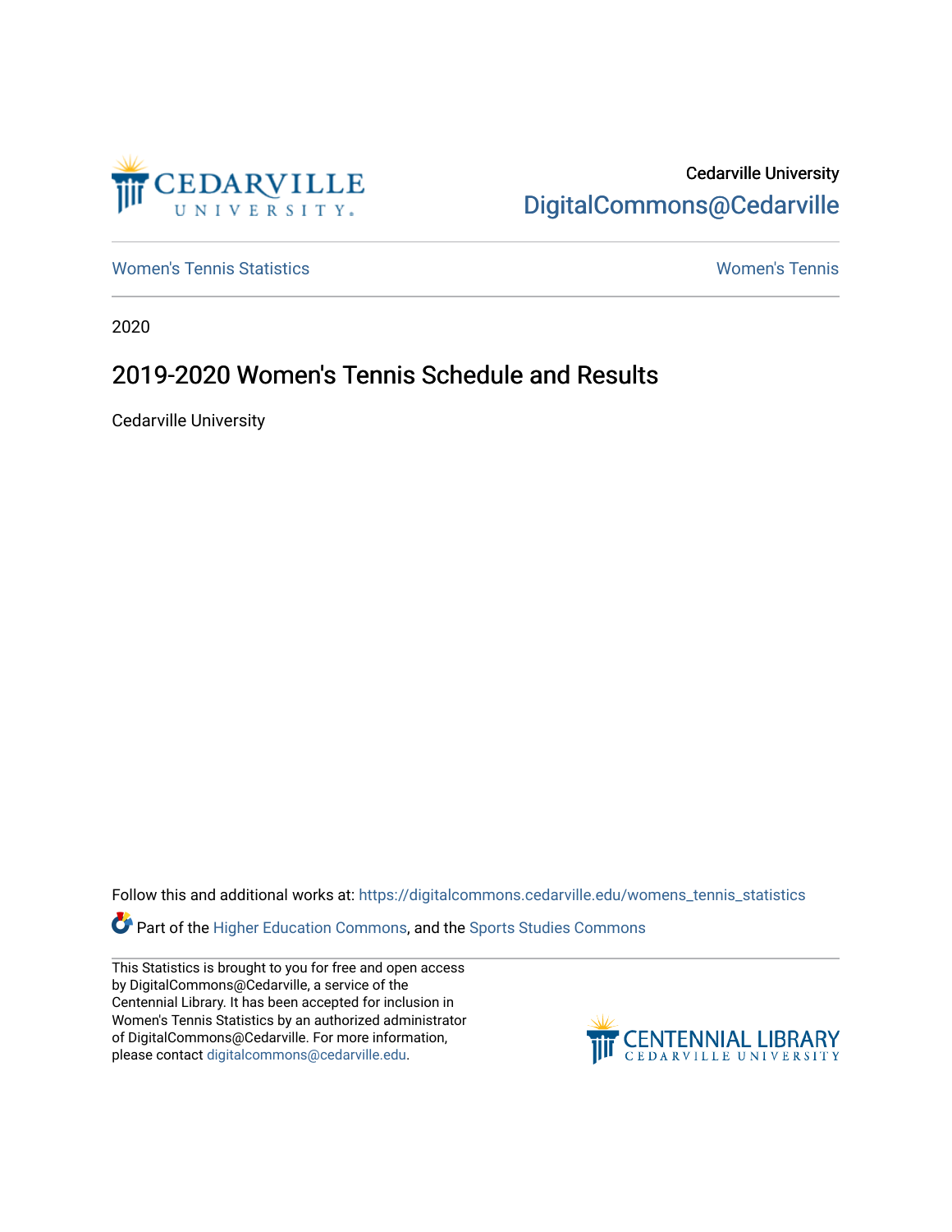Cedarville University
DigitalCommons@Cedarville

Women's Tennis Statistics | Women's Tennis

2020

# 2019-2020 Women's Tennis Schedule and Results

Cedarville University

Follow this and additional works at: https://digitalcommons.cedarville.edu/womens_tennis_statistics

Part of the Higher Education Commons, and the Sports Studies Commons

This Statistics is brought to you for free and open access by DigitalCommons@Cedarville, a service of the Centennial Library. It has been accepted for inclusion in Women's Tennis Statistics by an authorized administrator of DigitalCommons@Cedarville. For more information, please contact digitalcommons@cedarville.edu.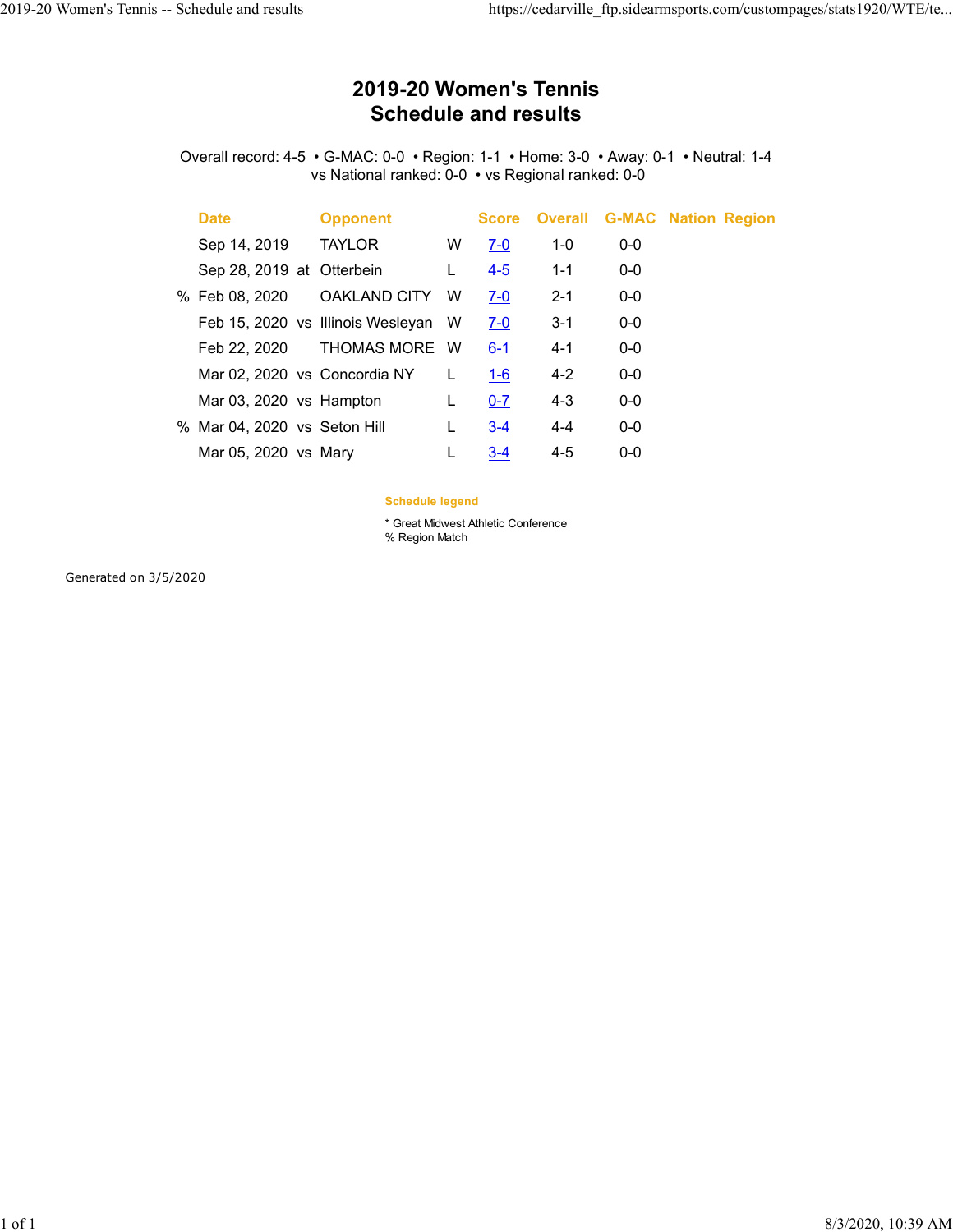# 2019-20 Women's Tennis
## Schedule and results

Overall record: 4-5 • G-MAC: 0-0 • Region: 1-1 • Home: 3-0 • Away: 0-1 • Neutral: 1-4
vs National ranked: 0-0 • vs Regional ranked: 0-0

| | Date | | Opponent | | Score | Overall | G-MAC | Nation | Region |
|---|---|---|---|---|---|---|---|---|---|
| | Sep 14, 2019 | | TAYLOR | W | 7-0 | 1-0 | 0-0 | | |
| | Sep 28, 2019 | at | Otterbein | L | 4-5 | 1-1 | 0-0 | | |
| % | Feb 08, 2020 | | OAKLAND CITY | W | 7-0 | 2-1 | 0-0 | | |
| | Feb 15, 2020 | vs | Illinois Wesleyan | W | 7-0 | 3-1 | 0-0 | | |
| | Feb 22, 2020 | | THOMAS MORE | W | 6-1 | 4-1 | 0-0 | | |
| | Mar 02, 2020 | vs | Concordia NY | L | 1-6 | 4-2 | 0-0 | | |
| | Mar 03, 2020 | vs | Hampton | L | 0-7 | 4-3 | 0-0 | | |
| % | Mar 04, 2020 | vs | Seton Hill | L | 3-4 | 4-4 | 0-0 | | |
| | Mar 05, 2020 | vs | Mary | L | 3-4 | 4-5 | 0-0 | | |

**Schedule legend**

* Great Midwest Athletic Conference
% Region Match

Generated on 3/5/2020